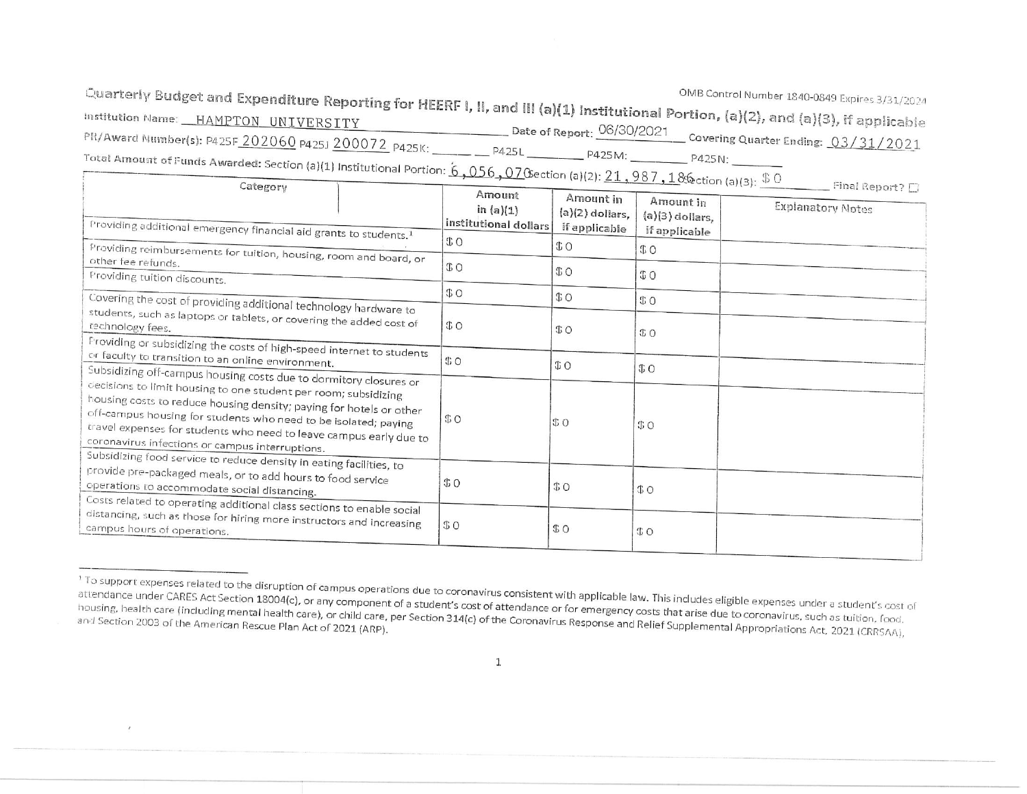OMB Control Number 1840-0849 Expires 3/31/2024

# Quarterly Budget and Expenditure Reporting for HEERF I, II, and III (a)(1) Institutional Portion, (a)(2), and (a)(3), if applicable

Institution Name: HAMPTON UNIVERSITY

Date of Report: 06/30/2021

PR/Award Number(s): P425F 202060 P425J 200072 P425K: ______ P425L ______ P425M: ______ P425N: ______

Covering Quarter Ending: 03/31/2021

Total Amount of Funds Awarded: Section (a)(1) Institutional Portion: 6,056,070 Section (a)(2): 21,987,186 Section (a)(3): $ 0

Final Report? ☐

| Category | Amount in (a)(1) institutional dollars | Amount in (a)(2) dollars, if applicable | Amount in (a)(3) dollars, if applicable | Explanatory Notes |
|---|---|---|---|---|
| Providing additional emergency financial aid grants to students.[1] | $ 0 | $ 0 | $ 0 | |
| Providing reimbursements for tuition, housing, room and board, or other fee refunds. | $ 0 | $ 0 | $ 0 | |
| Providing tuition discounts. | $ 0 | $ 0 | $ 0 | |
| Covering the cost of providing additional technology hardware to students, such as laptops or tablets, or covering the added cost of technology fees. | $ 0 | $ 0 | $ 0 | |
| Providing or subsidizing the costs of high-speed internet to students or faculty to transition to an online environment. | $ 0 | $ 0 | $ 0 | |
| Subsidizing off-campus housing costs due to dormitory closures or decisions to limit housing to one student per room; subsidizing housing costs to reduce housing density; paying for hotels or other off-campus housing for students who need to be isolated; paying travel expenses for students who need to leave campus early due to coronavirus infections or campus interruptions. | $ 0 | $ 0 | $ 0 | |
| Subsidizing food service to reduce density in eating facilities, to provide pre-packaged meals, or to add hours to food service operations to accommodate social distancing. | $ 0 | $ 0 | $ 0 | |
| Costs related to operating additional class sections to enable social distancing, such as those for hiring more instructors and increasing campus hours of operations. | $ 0 | $ 0 | $ 0 | |

[1] To support expenses related to the disruption of campus operations due to coronavirus consistent with applicable law. This includes eligible expenses under a student's cost of attendance under CARES Act Section 18004(c), or any component of a student's cost of attendance or for emergency costs that arise due to coronavirus, such as tuition, food, housing, health care (including mental health care), or child care, per Section 314(c) of the Coronavirus Response and Relief Supplemental Appropriations Act, 2021 (CRRSAA), and Section 2003 of the American Rescue Plan Act of 2021 (ARP).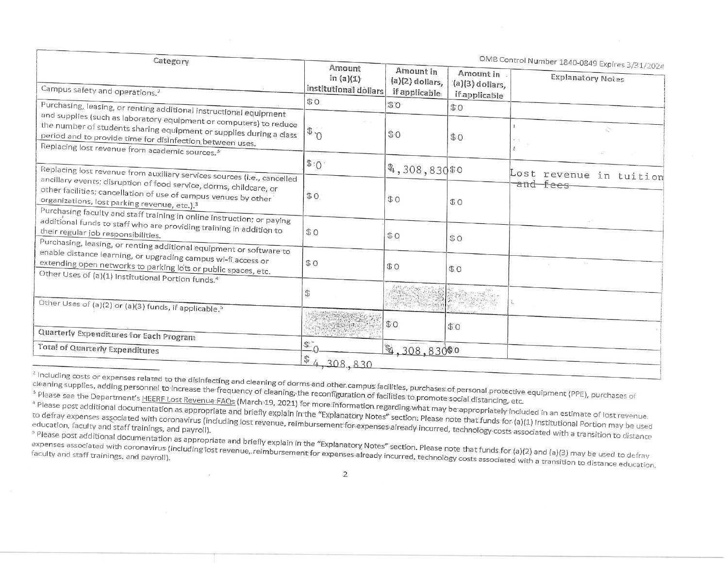OMB Control Number 1840-0849 Expires 3/31/2024

| Category | Amount in (a)(1) institutional dollars | Amount in (a)(2) dollars, if applicable | Amount in (a)(3) dollars, if applicable | Explanatory Notes |
|---|---|---|---|---|
| Campus safety and operations.[2] | $0 | $0 | $0 | |
| Purchasing, leasing, or renting additional instructional equipment and supplies (such as laboratory equipment or computers) to reduce the number of students sharing equipment or supplies during a class period and to provide time for disinfection between uses. | $0 | $0 | $0 | |
| Replacing lost revenue from academic sources.[3] | $0 | $4,308,830 | $0 | Lost revenue in tuition ~~and fees~~ |
| Replacing lost revenue from auxiliary services sources (i.e., cancelled ancillary events; disruption of food service, dorms, childcare, or other facilities; cancellation of use of campus venues by other organizations, lost parking revenue, etc.).[3] | $0 | $0 | $0 | |
| Purchasing faculty and staff training in online instruction; or paying additional funds to staff who are providing training in addition to their regular job responsibilities. | $0 | $0 | $0 | |
| Purchasing, leasing, or renting additional equipment or software to enable distance learning, or upgrading campus wi-fi access or extending open networks to parking lots or public spaces, etc. | $0 | $0 | $0 | |
| Other Uses of (a)(1) Institutional Portion funds.[4] | $ | | | |
| Other Uses of (a)(2) or (a)(3) funds, if applicable.[5] | | $0 | $0 | |
| Quarterly Expenditures for Each Program | $0 | $4,308,830 | $0 | |
| Total of Quarterly Expenditures | $4,308,830 | | | |

[2] Including costs or expenses related to the disinfecting and cleaning of dorms and other campus facilities, purchases of personal protective equipment (PPE), purchases of cleaning supplies, adding personnel to increase the frequency of cleaning, the reconfiguration of facilities to promote social distancing, etc.

[3] Please see the Department's HEERF Lost Revenue FAQs (March 19, 2021) for more information regarding what may be appropriately included in an estimate of lost revenue.

[4] Please post additional documentation as appropriate and briefly explain in the "Explanatory Notes" section. Please note that funds for (a)(1) Institutional Portion may be used to defray expenses associated with coronavirus (including lost revenue, reimbursement for expenses already incurred, technology costs associated with a transition to distance education, faculty and staff trainings, and payroll).

[5] Please post additional documentation as appropriate and briefly explain in the "Explanatory Notes" section. Please note that funds for (a)(2) and (a)(3) may be used to defray expenses associated with coronavirus (including lost revenue, reimbursement for expenses already incurred, technology costs associated with a transition to distance education, faculty and staff trainings, and payroll).